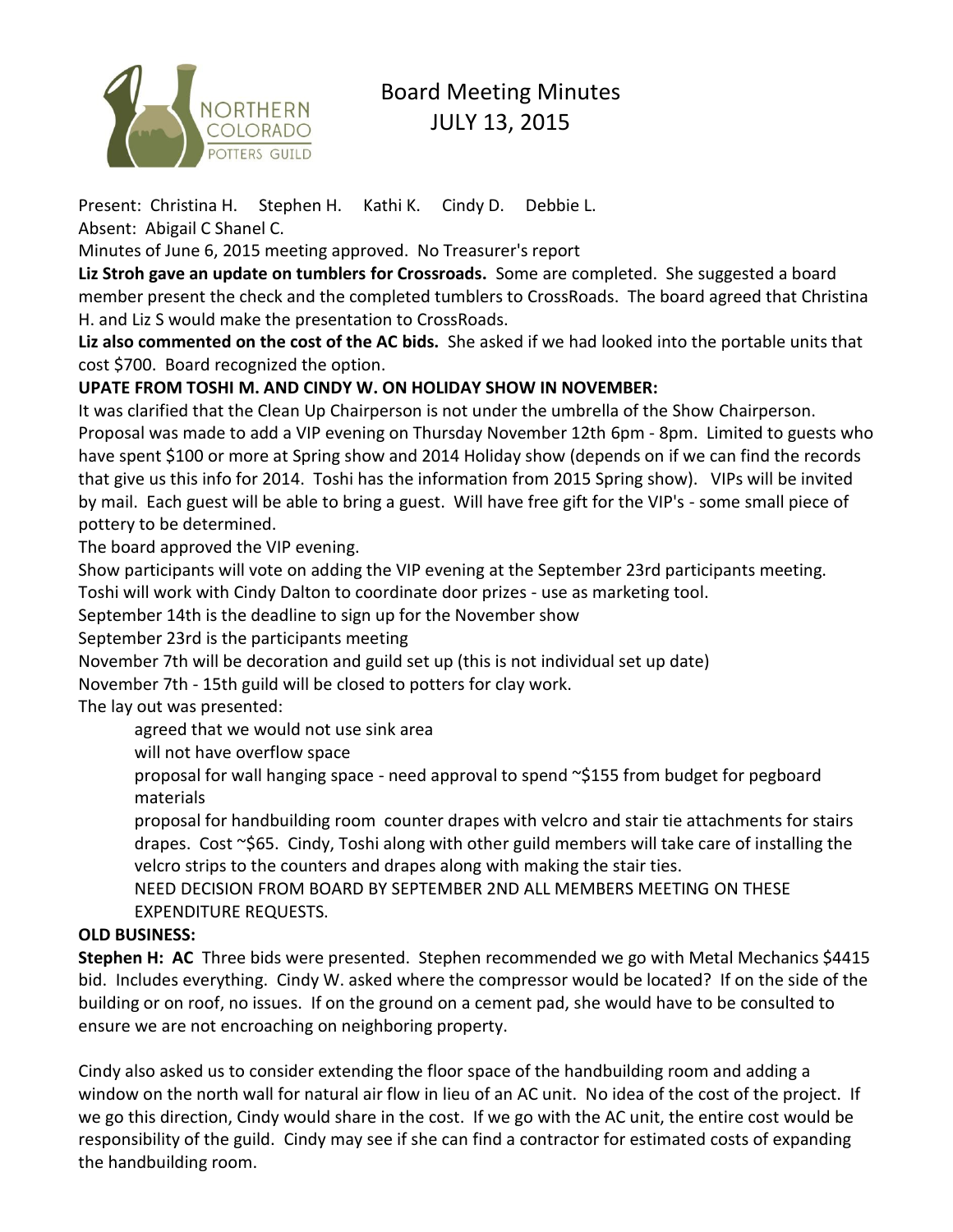# Board Meeting Minutes
## JULY 13, 2015

Present: Christina H. Stephen H. Kathi K. Cindy D. Debbie L.
Absent: Abigail C Shanel C.
Minutes of June 6, 2015 meeting approved. No Treasurer's report

**Liz Stroh gave an update on tumblers for Crossroads.** Some are completed. She suggested a board member present the check and the completed tumblers to CrossRoads. The board agreed that Christina H. and Liz S would make the presentation to CrossRoads.

**Liz also commented on the cost of the AC bids.** She asked if we had looked into the portable units that cost $700. Board recognized the option.

**UPATE FROM TOSHI M. AND CINDY W. ON HOLIDAY SHOW IN NOVEMBER:**

It was clarified that the Clean Up Chairperson is not under the umbrella of the Show Chairperson.
Proposal was made to add a VIP evening on Thursday November 12th 6pm - 8pm. Limited to guests who have spent $100 or more at Spring show and 2014 Holiday show (depends on if we can find the records that give us this info for 2014. Toshi has the information from 2015 Spring show). VIPs will be invited by mail. Each guest will be able to bring a guest. Will have free gift for the VIP's - some small piece of pottery to be determined.
The board approved the VIP evening.
Show participants will vote on adding the VIP evening at the September 23rd participants meeting.
Toshi will work with Cindy Dalton to coordinate door prizes - use as marketing tool.
September 14th is the deadline to sign up for the November show
September 23rd is the participants meeting
November 7th will be decoration and guild set up (this is not individual set up date)
November 7th - 15th guild will be closed to potters for clay work.
The lay out was presented:

- agreed that we would not use sink area
- will not have overflow space
- proposal for wall hanging space - need approval to spend ~$155 from budget for pegboard materials
- proposal for handbuilding room counter drapes with velcro and stair tie attachments for stairs drapes. Cost ~$65. Cindy, Toshi along with other guild members will take care of installing the velcro strips to the counters and drapes along with making the stair ties.
- NEED DECISION FROM BOARD BY SEPTEMBER 2ND ALL MEMBERS MEETING ON THESE EXPENDITURE REQUESTS.

**OLD BUSINESS:**

**Stephen H: AC** Three bids were presented. Stephen recommended we go with Metal Mechanics $4415 bid. Includes everything. Cindy W. asked where the compressor would be located? If on the side of the building or on roof, no issues. If on the ground on a cement pad, she would have to be consulted to ensure we are not encroaching on neighboring property.

Cindy also asked us to consider extending the floor space of the handbuilding room and adding a window on the north wall for natural air flow in lieu of an AC unit. No idea of the cost of the project. If we go this direction, Cindy would share in the cost. If we go with the AC unit, the entire cost would be responsibility of the guild. Cindy may see if she can find a contractor for estimated costs of expanding the handbuilding room.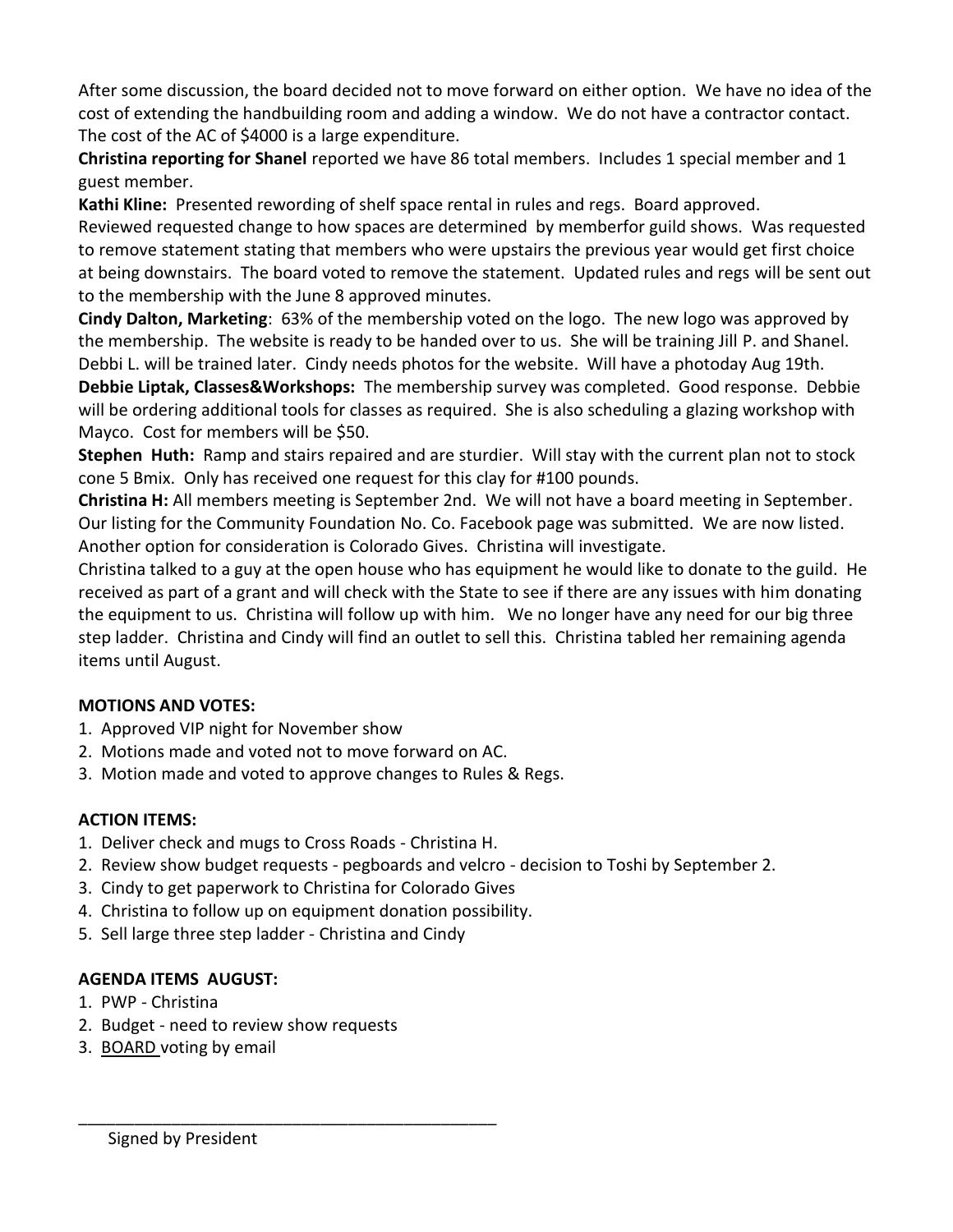After some discussion, the board decided not to move forward on either option. We have no idea of the cost of extending the handbuilding room and adding a window. We do not have a contractor contact. The cost of the AC of $4000 is a large expenditure.

**Christina reporting for Shanel** reported we have 86 total members. Includes 1 special member and 1 guest member.

**Kathi Kline:** Presented rewording of shelf space rental in rules and regs. Board approved. Reviewed requested change to how spaces are determined by memberfor guild shows. Was requested to remove statement stating that members who were upstairs the previous year would get first choice at being downstairs. The board voted to remove the statement. Updated rules and regs will be sent out to the membership with the June 8 approved minutes.

**Cindy Dalton, Marketing**: 63% of the membership voted on the logo. The new logo was approved by the membership. The website is ready to be handed over to us. She will be training Jill P. and Shanel. Debbi L. will be trained later. Cindy needs photos for the website. Will have a photoday Aug 19th.

**Debbie Liptak, Classes&Workshops:** The membership survey was completed. Good response. Debbie will be ordering additional tools for classes as required. She is also scheduling a glazing workshop with Mayco. Cost for members will be $50.

**Stephen Huth:** Ramp and stairs repaired and are sturdier. Will stay with the current plan not to stock cone 5 Bmix. Only has received one request for this clay for #100 pounds.

**Christina H:** All members meeting is September 2nd. We will not have a board meeting in September. Our listing for the Community Foundation No. Co. Facebook page was submitted. We are now listed. Another option for consideration is Colorado Gives. Christina will investigate.

Christina talked to a guy at the open house who has equipment he would like to donate to the guild. He received as part of a grant and will check with the State to see if there are any issues with him donating the equipment to us. Christina will follow up with him. We no longer have any need for our big three step ladder. Christina and Cindy will find an outlet to sell this. Christina tabled her remaining agenda items until August.

**MOTIONS AND VOTES:**

1. Approved VIP night for November show
2. Motions made and voted not to move forward on AC.
3. Motion made and voted to approve changes to Rules & Regs.

**ACTION ITEMS:**

1. Deliver check and mugs to Cross Roads - Christina H.
2. Review show budget requests - pegboards and velcro - decision to Toshi by September 2.
3. Cindy to get paperwork to Christina for Colorado Gives
4. Christina to follow up on equipment donation possibility.
5. Sell large three step ladder - Christina and Cindy

**AGENDA ITEMS AUGUST:**

1. PWP - Christina
2. Budget - need to review show requests
3. BOARD voting by email

\_\_\_\_\_\_\_\_\_\_\_\_\_\_\_\_\_\_\_\_\_\_\_\_\_\_\_\_\_\_\_\_\_\_\_\_\_\_\_\_\_\_\_\_\_\_

Signed by President